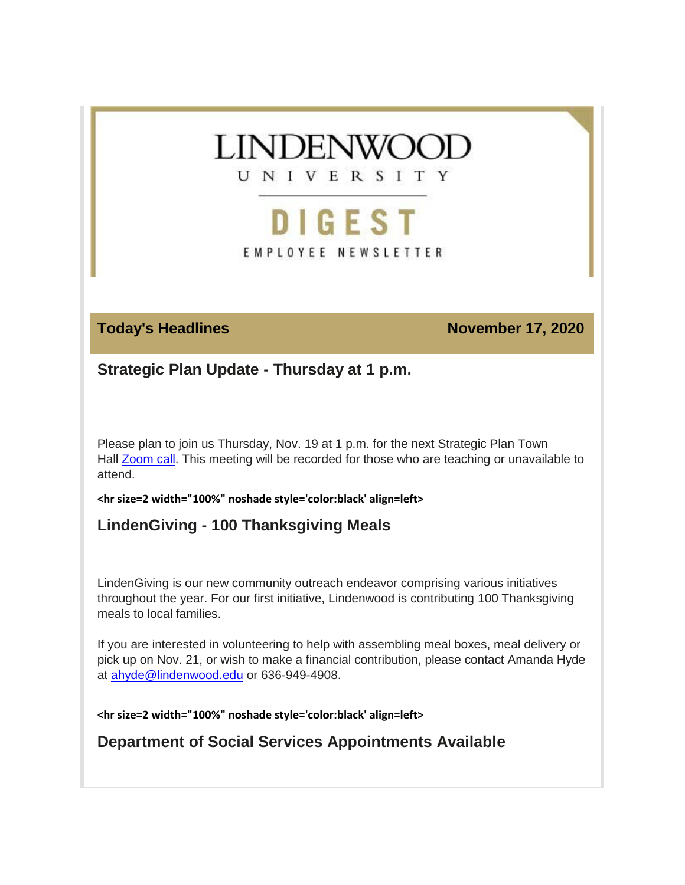# LINDENWOOD UNIVERSITY

# DIGEST

EMPLOYEE NEWSLETTER

**Today's Headlines** **November 17, 2020**

## Strategic Plan Update - Thursday at 1 p.m.

Please plan to join us Thursday, Nov. 19 at 1 p.m. for the next Strategic Plan Town Hall Zoom call. This meeting will be recorded for those who are teaching or unavailable to attend.

**<hr size=2 width="100%" noshade style='color:black' align=left>**

## LindenGiving - 100 Thanksgiving Meals

LindenGiving is our new community outreach endeavor comprising various initiatives throughout the year. For our first initiative, Lindenwood is contributing 100 Thanksgiving meals to local families.

If you are interested in volunteering to help with assembling meal boxes, meal delivery or pick up on Nov. 21, or wish to make a financial contribution, please contact Amanda Hyde at ahyde@lindenwood.edu or 636-949-4908.

**<hr size=2 width="100%" noshade style='color:black' align=left>**

## Department of Social Services Appointments Available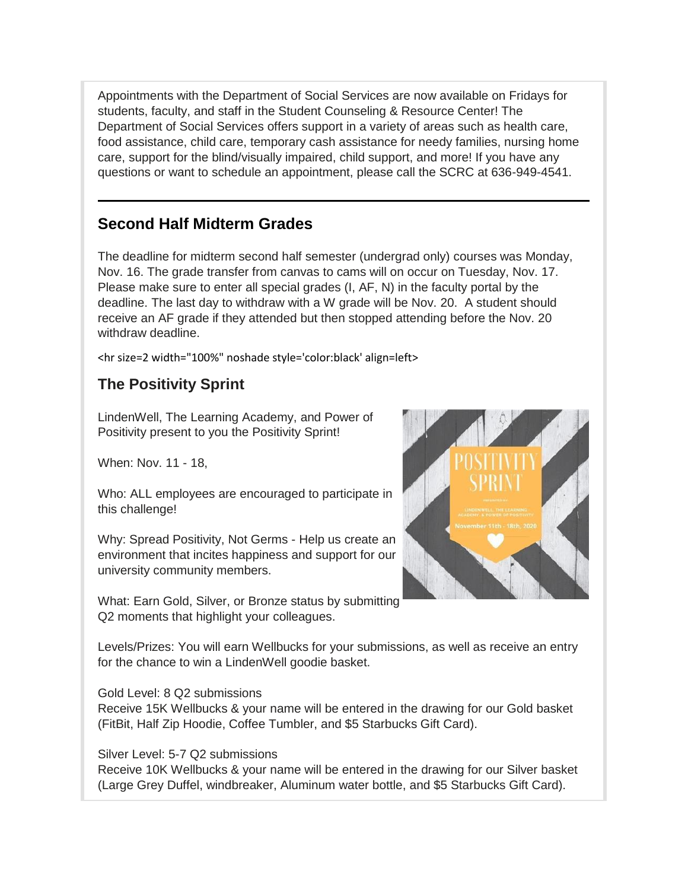Appointments with the Department of Social Services are now available on Fridays for students, faculty, and staff in the Student Counseling & Resource Center! The Department of Social Services offers support in a variety of areas such as health care, food assistance, child care, temporary cash assistance for needy families, nursing home care, support for the blind/visually impaired, child support, and more! If you have any questions or want to schedule an appointment, please call the SCRC at 636-949-4541.

---

## Second Half Midterm Grades

The deadline for midterm second half semester (undergrad only) courses was Monday, Nov. 16. The grade transfer from canvas to cams will on occur on Tuesday, Nov. 17. Please make sure to enter all special grades (I, AF, N) in the faculty portal by the deadline. The last day to withdraw with a W grade will be Nov. 20. A student should receive an AF grade if they attended but then stopped attending before the Nov. 20 withdraw deadline.

<hr size=2 width="100%" noshade style='color:black' align=left>

## The Positivity Sprint

LindenWell, The Learning Academy, and Power of Positivity present to you the Positivity Sprint!

When: Nov. 11 - 18,

Who: ALL employees are encouraged to participate in this challenge!

Why: Spread Positivity, Not Germs - Help us create an environment that incites happiness and support for our university community members.

What: Earn Gold, Silver, or Bronze status by submitting Q2 moments that highlight your colleagues.

Levels/Prizes: You will earn Wellbucks for your submissions, as well as receive an entry for the chance to win a LindenWell goodie basket.

Gold Level: 8 Q2 submissions
Receive 15K Wellbucks & your name will be entered in the drawing for our Gold basket (FitBit, Half Zip Hoodie, Coffee Tumbler, and $5 Starbucks Gift Card).

Silver Level: 5-7 Q2 submissions
Receive 10K Wellbucks & your name will be entered in the drawing for our Silver basket (Large Grey Duffel, windbreaker, Aluminum water bottle, and $5 Starbucks Gift Card).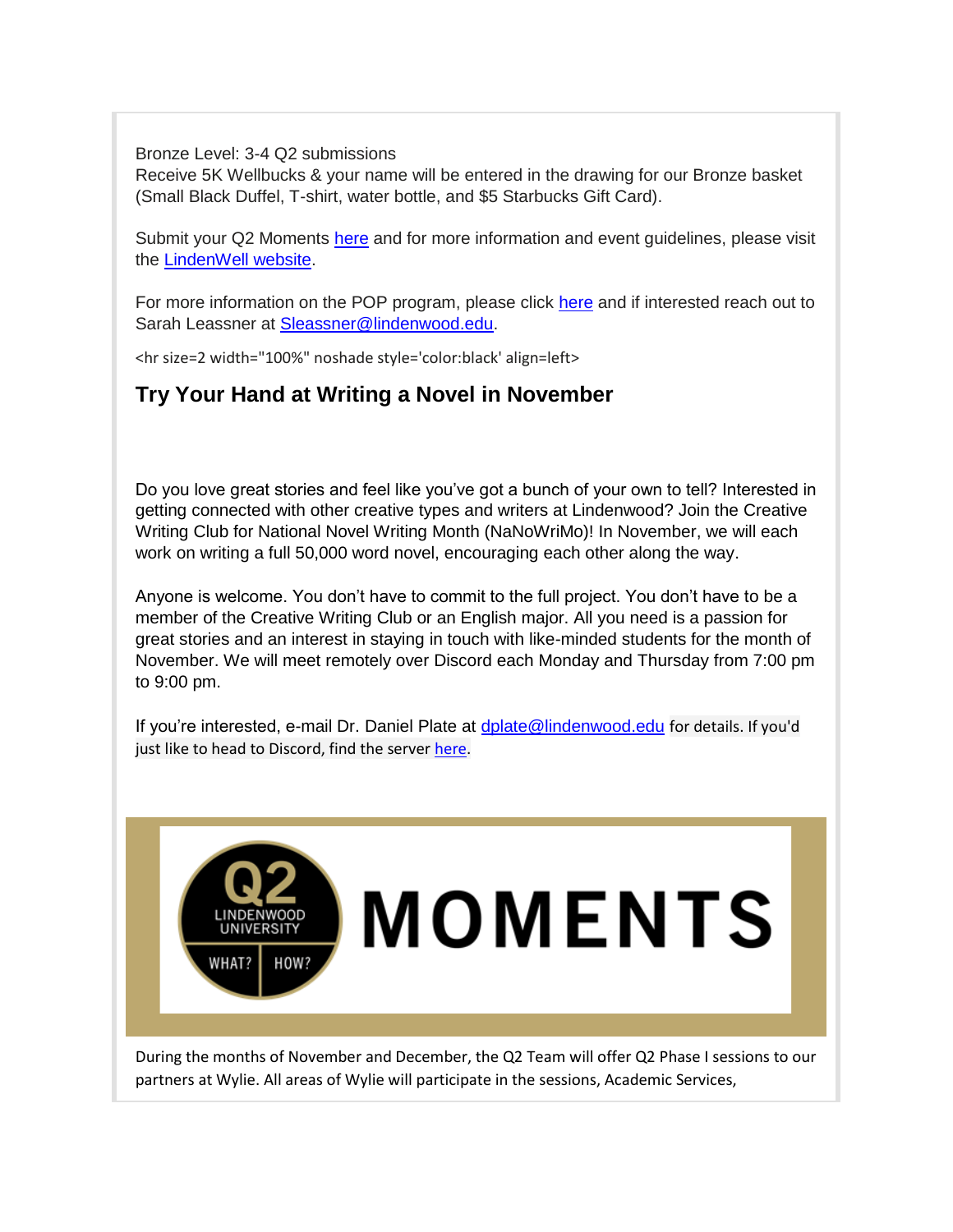Bronze Level: 3-4 Q2 submissions
Receive 5K Wellbucks & your name will be entered in the drawing for our Bronze basket (Small Black Duffel, T-shirt, water bottle, and $5 Starbucks Gift Card).

Submit your Q2 Moments here and for more information and event guidelines, please visit the LindenWell website.

For more information on the POP program, please click here and if interested reach out to Sarah Leassner at Sleassner@lindenwood.edu.

<hr size=2 width="100%" noshade style='color:black' align=left>

## Try Your Hand at Writing a Novel in November

Do you love great stories and feel like you've got a bunch of your own to tell? Interested in getting connected with other creative types and writers at Lindenwood? Join the Creative Writing Club for National Novel Writing Month (NaNoWriMo)! In November, we will each work on writing a full 50,000 word novel, encouraging each other along the way.

Anyone is welcome. You don't have to commit to the full project. You don't have to be a member of the Creative Writing Club or an English major. All you need is a passion for great stories and an interest in staying in touch with like-minded students for the month of November. We will meet remotely over Discord each Monday and Thursday from 7:00 pm to 9:00 pm.

If you're interested, e-mail Dr. Daniel Plate at dplate@lindenwood.edu for details. If you'd just like to head to Discord, find the server here.

Q2 LINDENWOOD UNIVERSITY WHAT? HOW? MOMENTS

During the months of November and December, the Q2 Team will offer Q2 Phase I sessions to our partners at Wylie. All areas of Wylie will participate in the sessions, Academic Services,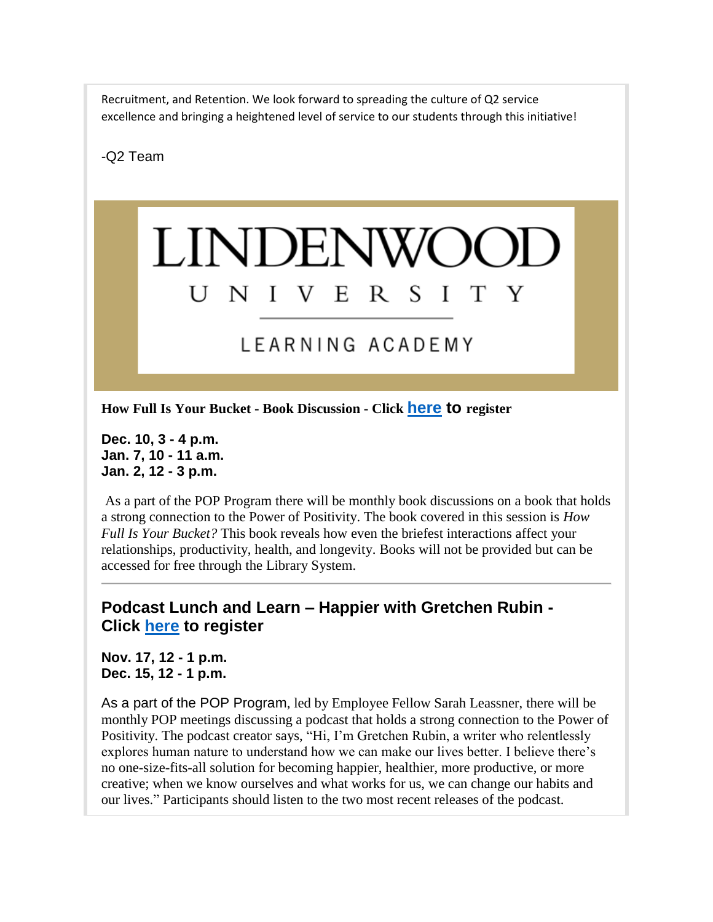Recruitment, and Retention. We look forward to spreading the culture of Q2 service excellence and bringing a heightened level of service to our students through this initiative!

-Q2 Team

LINDENWOOD UNIVERSITY

LEARNING ACADEMY

**How Full Is Your Bucket - Book Discussion - Click [here](#) to register**

**Dec. 10, 3 - 4 p.m.**
**Jan. 7, 10 - 11 a.m.**
**Jan. 2, 12 - 3 p.m.**

As a part of the POP Program there will be monthly book discussions on a book that holds a strong connection to the Power of Positivity. The book covered in this session is *How Full Is Your Bucket?* This book reveals how even the briefest interactions affect your relationships, productivity, health, and longevity. Books will not be provided but can be accessed for free through the Library System.

---

## Podcast Lunch and Learn – Happier with Gretchen Rubin - Click [here](#) to register

**Nov. 17, 12 - 1 p.m.**
**Dec. 15, 12 - 1 p.m.**

As a part of the POP Program, led by Employee Fellow Sarah Leassner, there will be monthly POP meetings discussing a podcast that holds a strong connection to the Power of Positivity. The podcast creator says, "Hi, I'm Gretchen Rubin, a writer who relentlessly explores human nature to understand how we can make our lives better. I believe there's no one-size-fits-all solution for becoming happier, healthier, more productive, or more creative; when we know ourselves and what works for us, we can change our habits and our lives." Participants should listen to the two most recent releases of the podcast.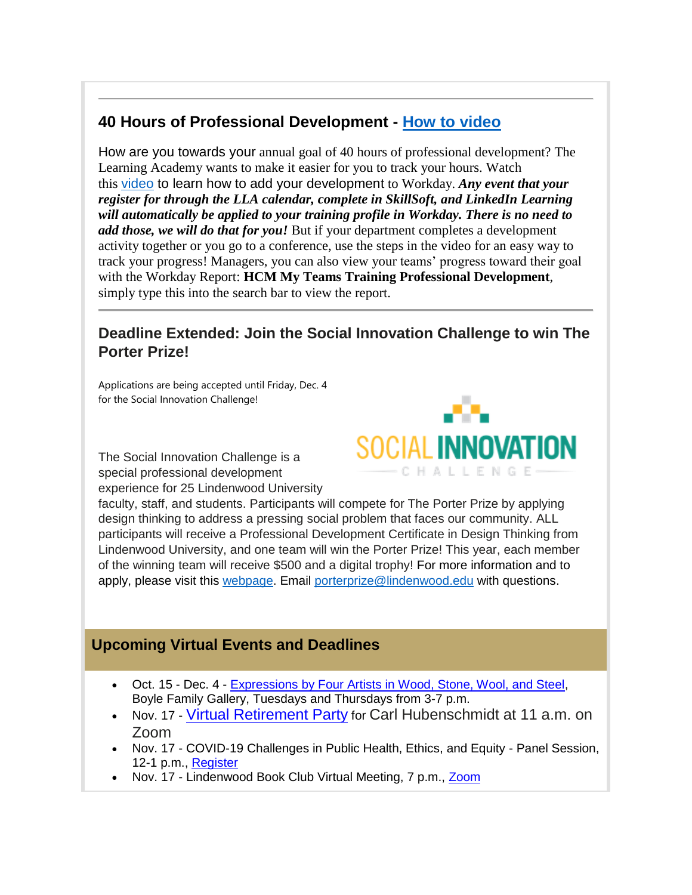## 40 Hours of Professional Development - How to video

How are you towards your annual goal of 40 hours of professional development? The Learning Academy wants to make it easier for you to track your hours. Watch this video to learn how to add your development to Workday. ***Any event that your register for through the LLA calendar, complete in SkillSoft, and LinkedIn Learning will automatically be applied to your training profile in Workday. There is no need to add those, we will do that for you!*** But if your department completes a development activity together or you go to a conference, use the steps in the video for an easy way to track your progress! Managers, you can also view your teams' progress toward their goal with the Workday Report: **HCM My Teams Training Professional Development**, simply type this into the search bar to view the report.

## Deadline Extended: Join the Social Innovation Challenge to win The Porter Prize!

Applications are being accepted until Friday, Dec. 4 for the Social Innovation Challenge!

The Social Innovation Challenge is a special professional development experience for 25 Lindenwood University faculty, staff, and students. Participants will compete for The Porter Prize by applying design thinking to address a pressing social problem that faces our community. ALL participants will receive a Professional Development Certificate in Design Thinking from Lindenwood University, and one team will win the Porter Prize! This year, each member of the winning team will receive $500 and a digital trophy! For more information and to apply, please visit this webpage. Email porterprize@lindenwood.edu with questions.

## Upcoming Virtual Events and Deadlines

- Oct. 15 - Dec. 4 - Expressions by Four Artists in Wood, Stone, Wool, and Steel, Boyle Family Gallery, Tuesdays and Thursdays from 3-7 p.m.
- Nov. 17 - Virtual Retirement Party for Carl Hubenschmidt at 11 a.m. on Zoom
- Nov. 17 - COVID-19 Challenges in Public Health, Ethics, and Equity - Panel Session, 12-1 p.m., Register
- Nov. 17 - Lindenwood Book Club Virtual Meeting, 7 p.m., Zoom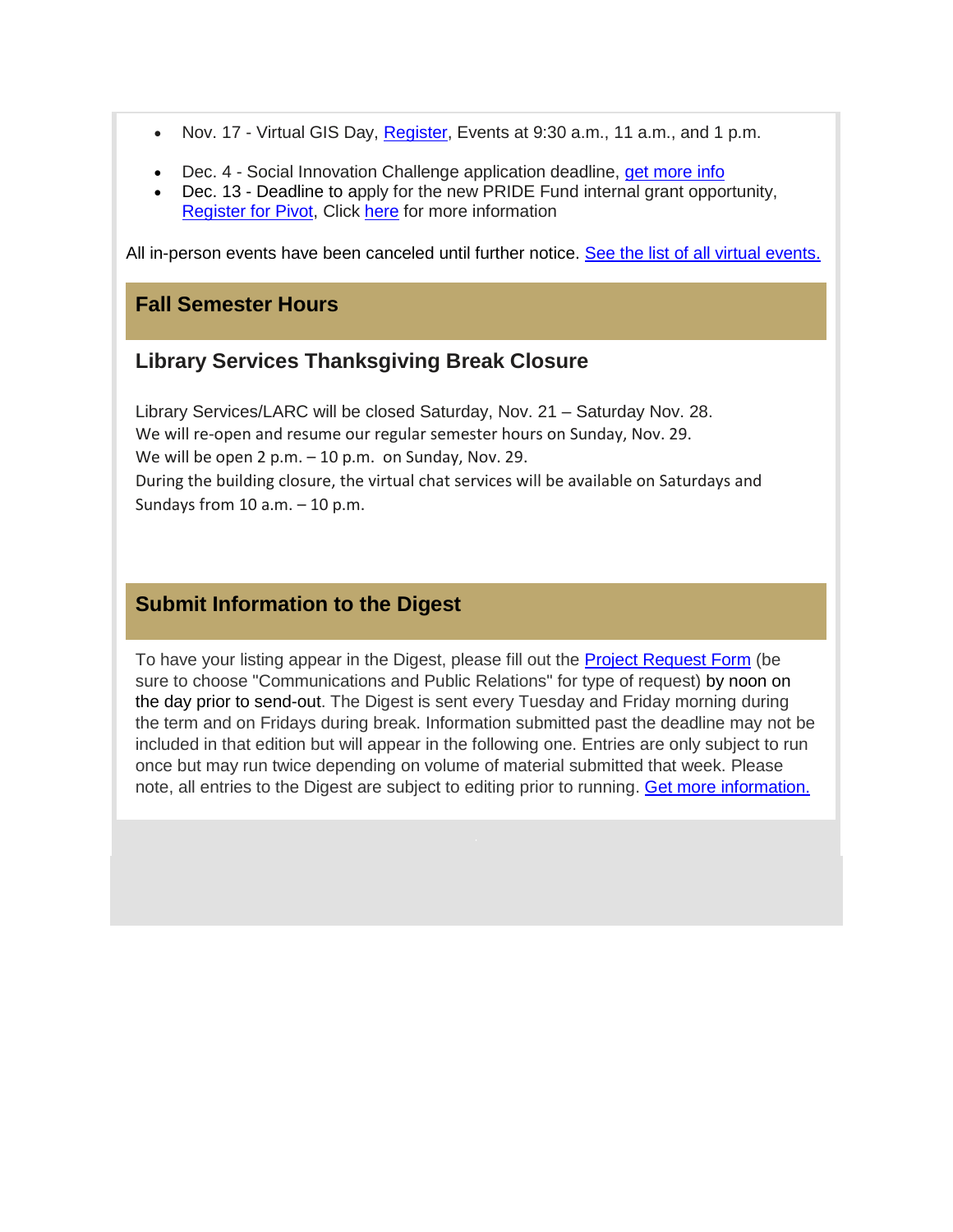- Nov. 17 - Virtual GIS Day, Register, Events at 9:30 a.m., 11 a.m., and 1 p.m.
- Dec. 4 - Social Innovation Challenge application deadline, get more info
- Dec. 13 - Deadline to apply for the new PRIDE Fund internal grant opportunity, Register for Pivot, Click here for more information

All in-person events have been canceled until further notice. See the list of all virtual events.

## Fall Semester Hours

### Library Services Thanksgiving Break Closure

Library Services/LARC will be closed Saturday, Nov. 21 – Saturday Nov. 28.
We will re-open and resume our regular semester hours on Sunday, Nov. 29.
We will be open 2 p.m. – 10 p.m. on Sunday, Nov. 29.
During the building closure, the virtual chat services will be available on Saturdays and Sundays from 10 a.m. – 10 p.m.

## Submit Information to the Digest

To have your listing appear in the Digest, please fill out the Project Request Form (be sure to choose "Communications and Public Relations" for type of request) by noon on the day prior to send-out. The Digest is sent every Tuesday and Friday morning during the term and on Fridays during break. Information submitted past the deadline may not be included in that edition but will appear in the following one. Entries are only subject to run once but may run twice depending on volume of material submitted that week. Please note, all entries to the Digest are subject to editing prior to running. Get more information.